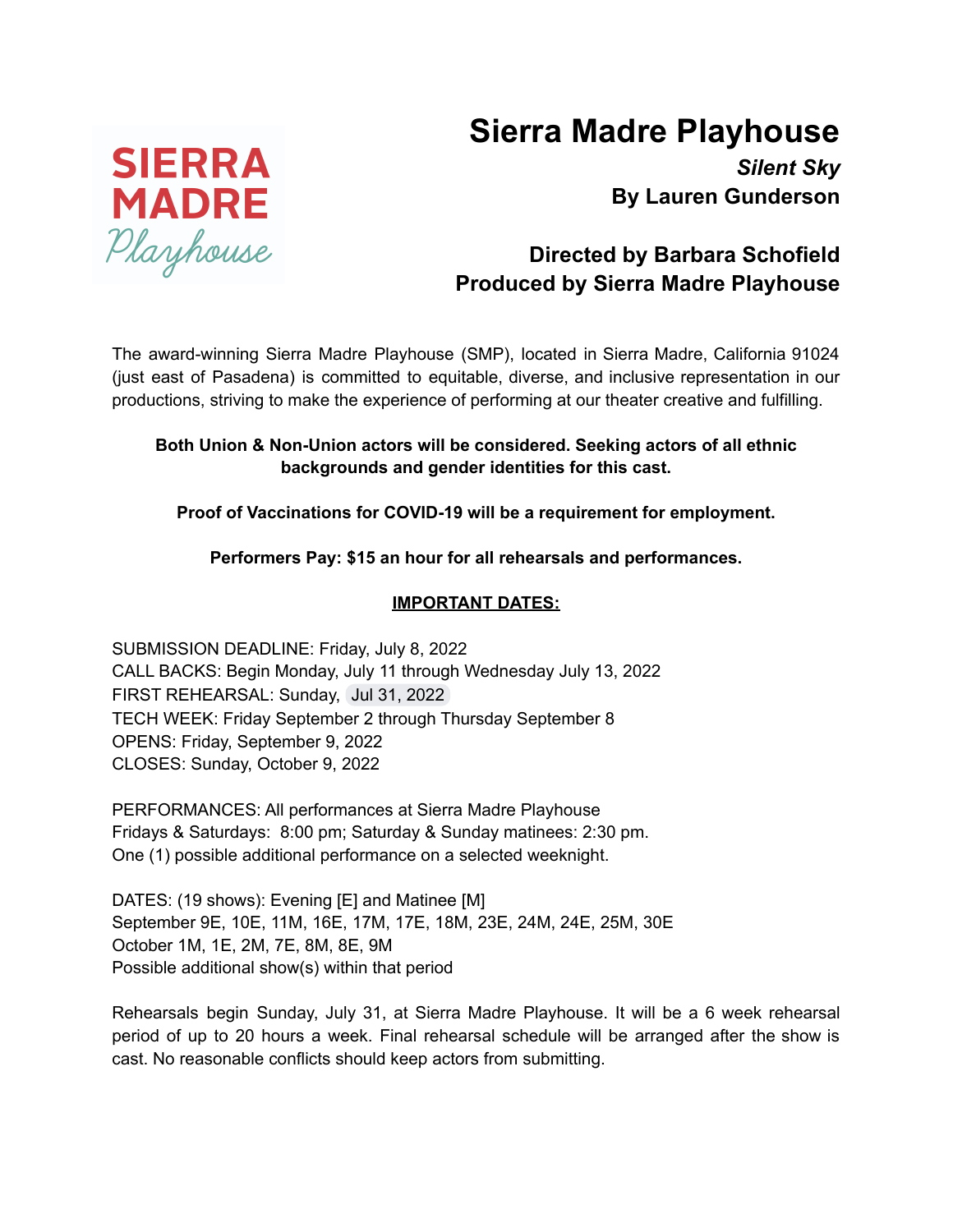SIERRA MADRE Playhouse

# Sierra Madre Playhouse

***Silent Sky***

**By Lauren Gunderson**

**Directed by Barbara Schofield**

**Produced by Sierra Madre Playhouse**

The award-winning Sierra Madre Playhouse (SMP), located in Sierra Madre, California 91024 (just east of Pasadena) is committed to equitable, diverse, and inclusive representation in our productions, striving to make the experience of performing at our theater creative and fulfilling.

**Both Union & Non-Union actors will be considered. Seeking actors of all ethnic backgrounds and gender identities for this cast.**

**Proof of Vaccinations for COVID-19 will be a requirement for employment.**

**Performers Pay: $15 an hour for all rehearsals and performances.**

**IMPORTANT DATES:**

SUBMISSION DEADLINE: Friday, July 8, 2022
CALL BACKS: Begin Monday, July 11 through Wednesday July 13, 2022
FIRST REHEARSAL: Sunday, Jul 31, 2022
TECH WEEK: Friday September 2 through Thursday September 8
OPENS: Friday, September 9, 2022
CLOSES: Sunday, October 9, 2022

PERFORMANCES: All performances at Sierra Madre Playhouse
Fridays & Saturdays: 8:00 pm; Saturday & Sunday matinees: 2:30 pm.
One (1) possible additional performance on a selected weeknight.

DATES: (19 shows): Evening [E] and Matinee [M]
September 9E, 10E, 11M, 16E, 17M, 17E, 18M, 23E, 24M, 24E, 25M, 30E
October 1M, 1E, 2M, 7E, 8M, 8E, 9M
Possible additional show(s) within that period

Rehearsals begin Sunday, July 31, at Sierra Madre Playhouse. It will be a 6 week rehearsal period of up to 20 hours a week. Final rehearsal schedule will be arranged after the show is cast. No reasonable conflicts should keep actors from submitting.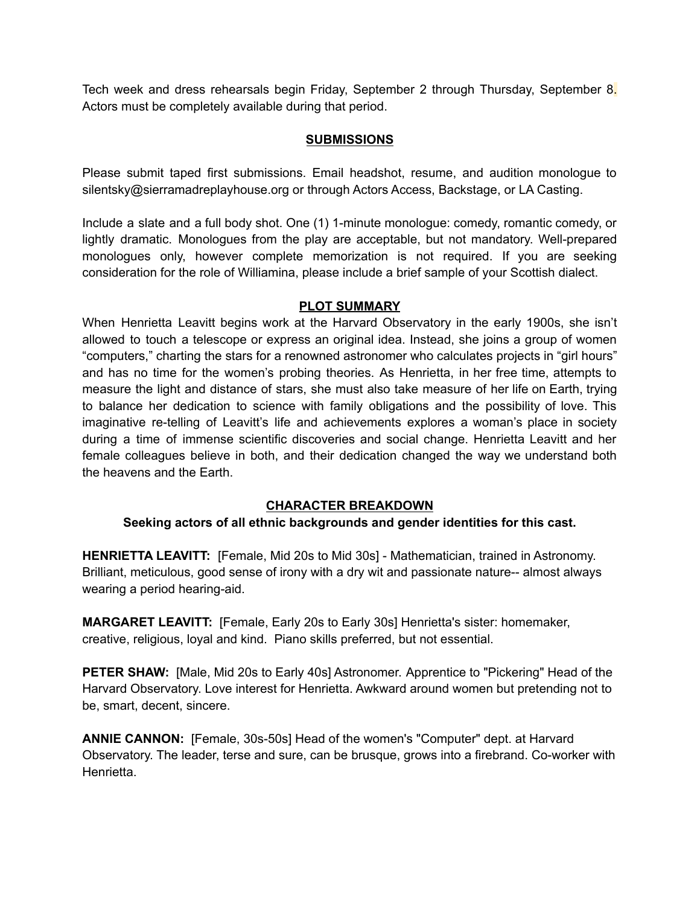Tech week and dress rehearsals begin Friday, September 2 through Thursday, September 8. Actors must be completely available during that period.

## SUBMISSIONS

Please submit taped first submissions. Email headshot, resume, and audition monologue to silentsky@sierramadreplayhouse.org or through Actors Access, Backstage, or LA Casting.

Include a slate and a full body shot. One (1) 1-minute monologue: comedy, romantic comedy, or lightly dramatic. Monologues from the play are acceptable, but not mandatory. Well-prepared monologues only, however complete memorization is not required. If you are seeking consideration for the role of Williamina, please include a brief sample of your Scottish dialect.

## PLOT SUMMARY

When Henrietta Leavitt begins work at the Harvard Observatory in the early 1900s, she isn't allowed to touch a telescope or express an original idea. Instead, she joins a group of women "computers," charting the stars for a renowned astronomer who calculates projects in "girl hours" and has no time for the women's probing theories. As Henrietta, in her free time, attempts to measure the light and distance of stars, she must also take measure of her life on Earth, trying to balance her dedication to science with family obligations and the possibility of love. This imaginative re-telling of Leavitt's life and achievements explores a woman's place in society during a time of immense scientific discoveries and social change. Henrietta Leavitt and her female colleagues believe in both, and their dedication changed the way we understand both the heavens and the Earth.

## CHARACTER BREAKDOWN

**Seeking actors of all ethnic backgrounds and gender identities for this cast.**

**HENRIETTA LEAVITT:** [Female, Mid 20s to Mid 30s] - Mathematician, trained in Astronomy. Brilliant, meticulous, good sense of irony with a dry wit and passionate nature-- almost always wearing a period hearing-aid.

**MARGARET LEAVITT:** [Female, Early 20s to Early 30s] Henrietta's sister: homemaker, creative, religious, loyal and kind. Piano skills preferred, but not essential.

**PETER SHAW:** [Male, Mid 20s to Early 40s] Astronomer. Apprentice to "Pickering" Head of the Harvard Observatory. Love interest for Henrietta. Awkward around women but pretending not to be, smart, decent, sincere.

**ANNIE CANNON:** [Female, 30s-50s] Head of the women's "Computer" dept. at Harvard Observatory. The leader, terse and sure, can be brusque, grows into a firebrand. Co-worker with Henrietta.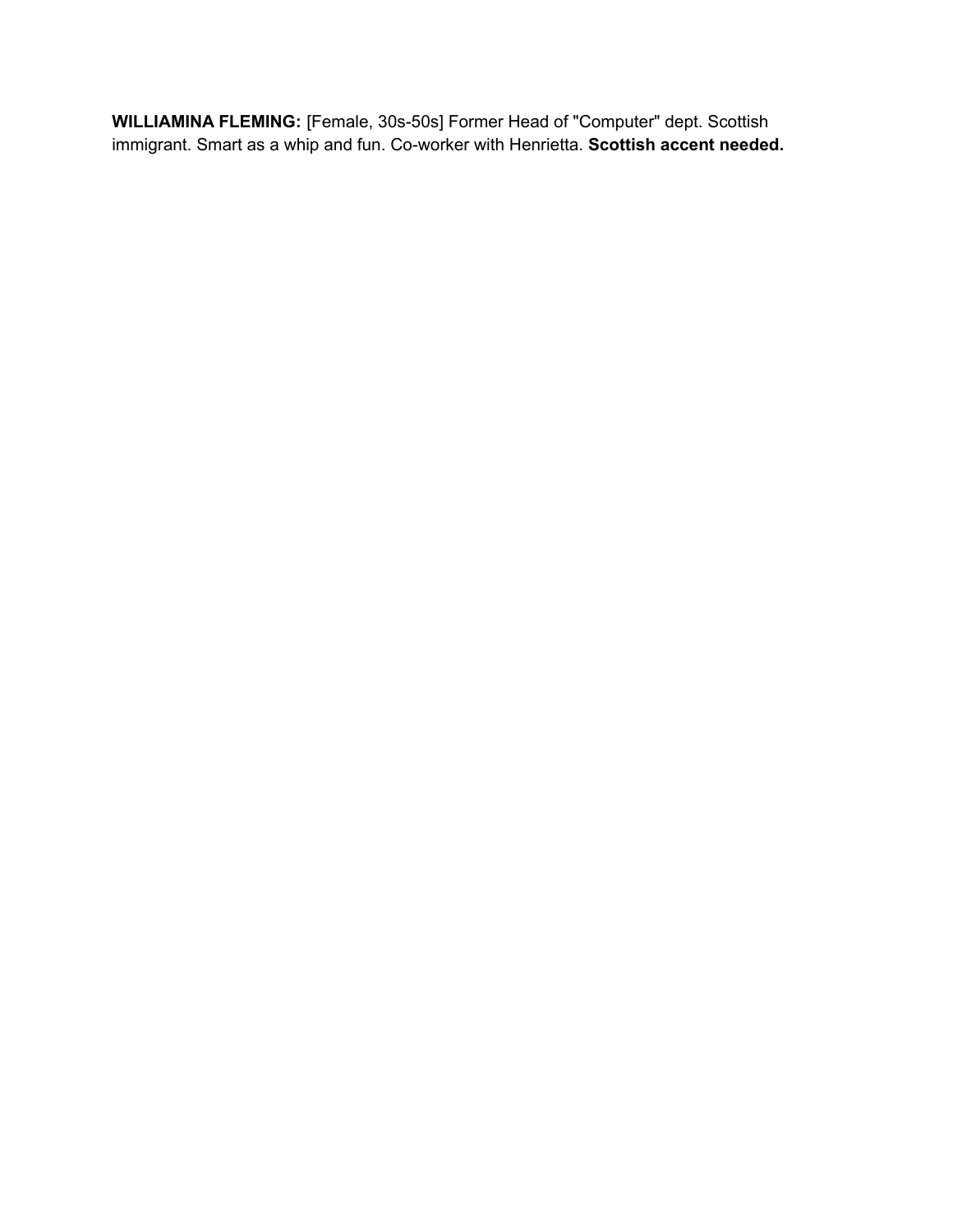**WILLIAMINA FLEMING:** [Female, 30s-50s] Former Head of "Computer" dept. Scottish immigrant. Smart as a whip and fun. Co-worker with Henrietta. **Scottish accent needed.**